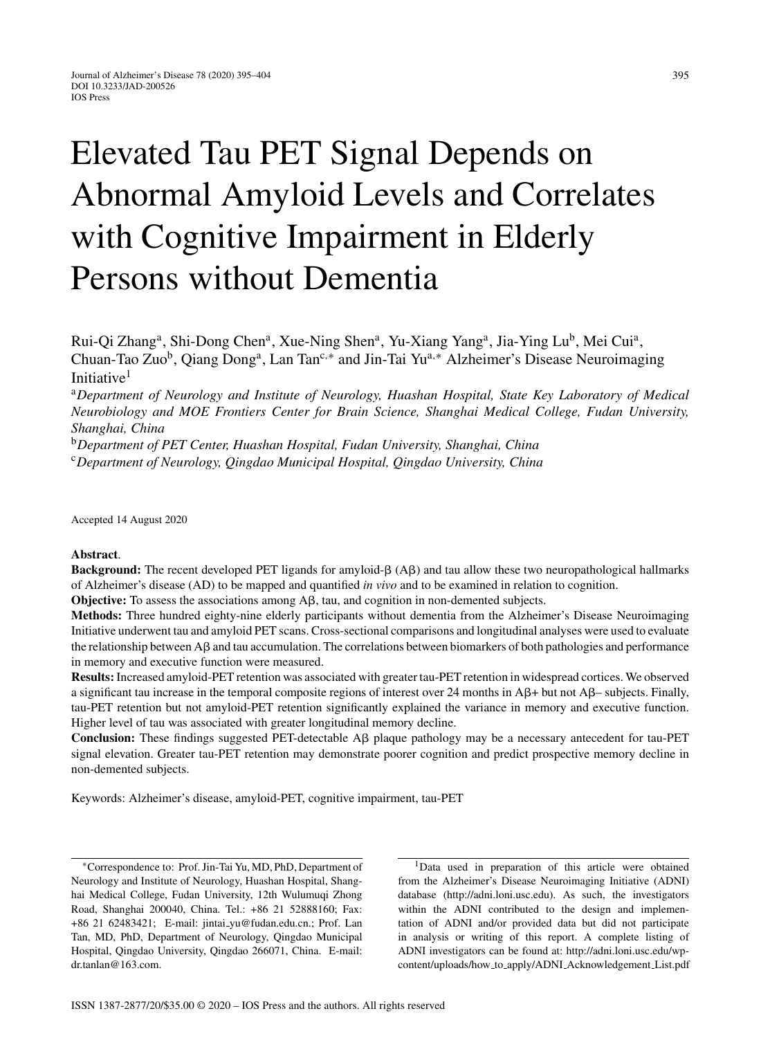# Elevated Tau PET Signal Depends on Abnormal Amyloid Levels and Correlates with Cognitive Impairment in Elderly Persons without Dementia

Rui-Qi Zhang[a], Shi-Dong Chen[a], Xue-Ning Shen[a], Yu-Xiang Yang[a], Jia-Ying Lu[b], Mei Cui[a], Chuan-Tao Zuo[b], Qiang Dong[a], Lan Tan[c,*] and Jin-Tai Yu[a,*] Alzheimer's Disease Neuroimaging Initiative[1]

[a]*Department of Neurology and Institute of Neurology, Huashan Hospital, State Key Laboratory of Medical Neurobiology and MOE Frontiers Center for Brain Science, Shanghai Medical College, Fudan University, Shanghai, China*

[b]*Department of PET Center, Huashan Hospital, Fudan University, Shanghai, China*

[c]*Department of Neurology, Qingdao Municipal Hospital, Qingdao University, China*

Accepted 14 August 2020

**Abstract**.

**Background:** The recent developed PET ligands for amyloid-β (Aβ) and tau allow these two neuropathological hallmarks of Alzheimer's disease (AD) to be mapped and quantified *in vivo* and to be examined in relation to cognition.

**Objective:** To assess the associations among Aβ, tau, and cognition in non-demented subjects.

**Methods:** Three hundred eighty-nine elderly participants without dementia from the Alzheimer's Disease Neuroimaging Initiative underwent tau and amyloid PET scans. Cross-sectional comparisons and longitudinal analyses were used to evaluate the relationship between Aβ and tau accumulation. The correlations between biomarkers of both pathologies and performance in memory and executive function were measured.

**Results:** Increased amyloid-PET retention was associated with greater tau-PET retention in widespread cortices. We observed a significant tau increase in the temporal composite regions of interest over 24 months in Aβ+ but not Aβ– subjects. Finally, tau-PET retention but not amyloid-PET retention significantly explained the variance in memory and executive function. Higher level of tau was associated with greater longitudinal memory decline.

**Conclusion:** These findings suggested PET-detectable Aβ plaque pathology may be a necessary antecedent for tau-PET signal elevation. Greater tau-PET retention may demonstrate poorer cognition and predict prospective memory decline in non-demented subjects.

Keywords: Alzheimer's disease, amyloid-PET, cognitive impairment, tau-PET

*Correspondence to: Prof. Jin-Tai Yu, MD, PhD, Department of Neurology and Institute of Neurology, Huashan Hospital, Shanghai Medical College, Fudan University, 12th Wulumuqi Zhong Road, Shanghai 200040, China. Tel.: +86 21 52888160; Fax: +86 21 62483421; E-mail: jintai_yu@fudan.edu.cn.; Prof. Lan Tan, MD, PhD, Department of Neurology, Qingdao Municipal Hospital, Qingdao University, Qingdao 266071, China. E-mail: dr.tanlan@163.com.

[1]Data used in preparation of this article were obtained from the Alzheimer's Disease Neuroimaging Initiative (ADNI) database (http://adni.loni.usc.edu). As such, the investigators within the ADNI contributed to the design and implementation of ADNI and/or provided data but did not participate in analysis or writing of this report. A complete listing of ADNI investigators can be found at: http://adni.loni.usc.edu/wp-content/uploads/how_to_apply/ADNI_Acknowledgement_List.pdf

ISSN 1387-2877/20/$35.00 © 2020 – IOS Press and the authors. All rights reserved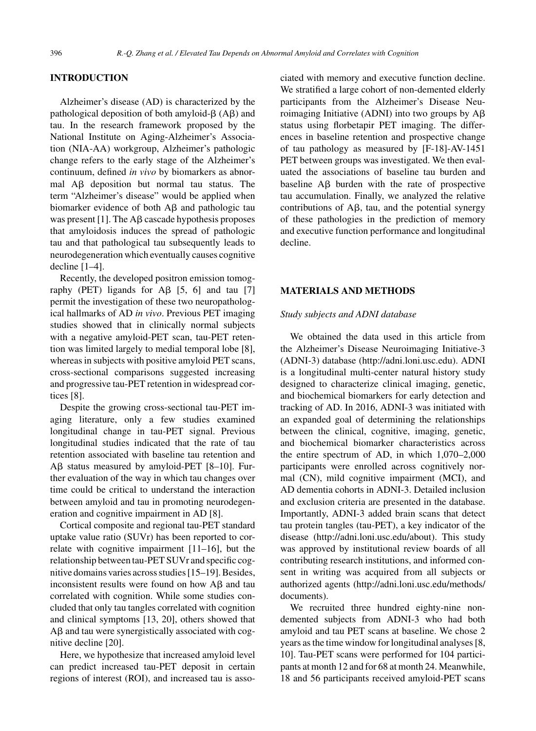## INTRODUCTION

Alzheimer's disease (AD) is characterized by the pathological deposition of both amyloid-β (Aβ) and tau. In the research framework proposed by the National Institute on Aging-Alzheimer's Association (NIA-AA) workgroup, Alzheimer's pathologic change refers to the early stage of the Alzheimer's continuum, defined *in vivo* by biomarkers as abnormal Aβ deposition but normal tau status. The term "Alzheimer's disease" would be applied when biomarker evidence of both Aβ and pathologic tau was present [1]. The Aβ cascade hypothesis proposes that amyloidosis induces the spread of pathologic tau and that pathological tau subsequently leads to neurodegeneration which eventually causes cognitive decline [1–4].

Recently, the developed positron emission tomography (PET) ligands for Aβ [5, 6] and tau [7] permit the investigation of these two neuropathological hallmarks of AD *in vivo*. Previous PET imaging studies showed that in clinically normal subjects with a negative amyloid-PET scan, tau-PET retention was limited largely to medial temporal lobe [8], whereas in subjects with positive amyloid PET scans, cross-sectional comparisons suggested increasing and progressive tau-PET retention in widespread cortices [8].

Despite the growing cross-sectional tau-PET imaging literature, only a few studies examined longitudinal change in tau-PET signal. Previous longitudinal studies indicated that the rate of tau retention associated with baseline tau retention and Aβ status measured by amyloid-PET [8–10]. Further evaluation of the way in which tau changes over time could be critical to understand the interaction between amyloid and tau in promoting neurodegeneration and cognitive impairment in AD [8].

Cortical composite and regional tau-PET standard uptake value ratio (SUVr) has been reported to correlate with cognitive impairment [11–16], but the relationship between tau-PET SUVr and specific cognitive domains varies across studies [15–19]. Besides, inconsistent results were found on how Aβ and tau correlated with cognition. While some studies concluded that only tau tangles correlated with cognition and clinical symptoms [13, 20], others showed that Aβ and tau were synergistically associated with cognitive decline [20].

Here, we hypothesize that increased amyloid level can predict increased tau-PET deposit in certain regions of interest (ROI), and increased tau is associated with memory and executive function decline. We stratified a large cohort of non-demented elderly participants from the Alzheimer's Disease Neuroimaging Initiative (ADNI) into two groups by Aβ status using florbetapir PET imaging. The differences in baseline retention and prospective change of tau pathology as measured by [F-18]-AV-1451 PET between groups was investigated. We then evaluated the associations of baseline tau burden and baseline Aβ burden with the rate of prospective tau accumulation. Finally, we analyzed the relative contributions of Aβ, tau, and the potential synergy of these pathologies in the prediction of memory and executive function performance and longitudinal decline.

## MATERIALS AND METHODS

### *Study subjects and ADNI database*

We obtained the data used in this article from the Alzheimer's Disease Neuroimaging Initiative-3 (ADNI-3) database (http://adni.loni.usc.edu). ADNI is a longitudinal multi-center natural history study designed to characterize clinical imaging, genetic, and biochemical biomarkers for early detection and tracking of AD. In 2016, ADNI-3 was initiated with an expanded goal of determining the relationships between the clinical, cognitive, imaging, genetic, and biochemical biomarker characteristics across the entire spectrum of AD, in which 1,070–2,000 participants were enrolled across cognitively normal (CN), mild cognitive impairment (MCI), and AD dementia cohorts in ADNI-3. Detailed inclusion and exclusion criteria are presented in the database. Importantly, ADNI-3 added brain scans that detect tau protein tangles (tau-PET), a key indicator of the disease (http://adni.loni.usc.edu/about). This study was approved by institutional review boards of all contributing research institutions, and informed consent in writing was acquired from all subjects or authorized agents (http://adni.loni.usc.edu/methods/documents).

We recruited three hundred eighty-nine non-demented subjects from ADNI-3 who had both amyloid and tau PET scans at baseline. We chose 2 years as the time window for longitudinal analyses [8, 10]. Tau-PET scans were performed for 104 participants at month 12 and for 68 at month 24. Meanwhile, 18 and 56 participants received amyloid-PET scans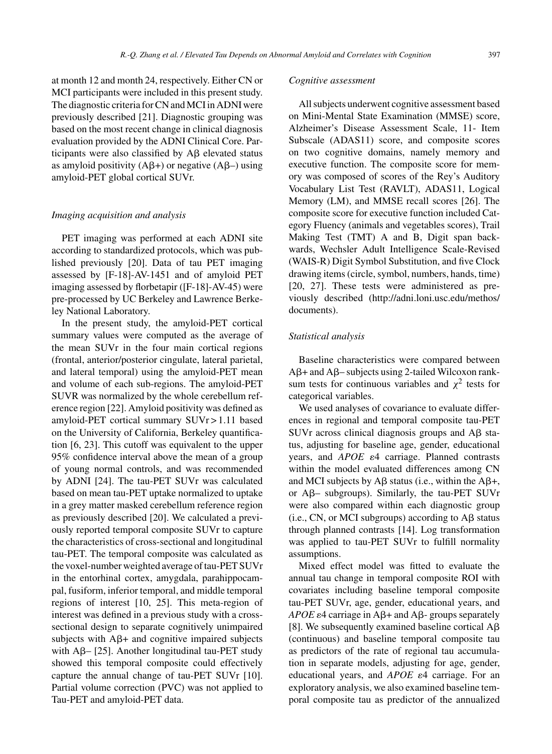at month 12 and month 24, respectively. Either CN or MCI participants were included in this present study. The diagnostic criteria for CN and MCI in ADNI were previously described [21]. Diagnostic grouping was based on the most recent change in clinical diagnosis evaluation provided by the ADNI Clinical Core. Participants were also classified by Aβ elevated status as amyloid positivity (Aβ+) or negative (Aβ–) using amyloid-PET global cortical SUVr.

### *Imaging acquisition and analysis*

PET imaging was performed at each ADNI site according to standardized protocols, which was published previously [20]. Data of tau PET imaging assessed by [F-18]-AV-1451 and of amyloid PET imaging assessed by florbetapir ([F-18]-AV-45) were pre-processed by UC Berkeley and Lawrence Berkeley National Laboratory.

In the present study, the amyloid-PET cortical summary values were computed as the average of the mean SUVr in the four main cortical regions (frontal, anterior/posterior cingulate, lateral parietal, and lateral temporal) using the amyloid-PET mean and volume of each sub-regions. The amyloid-PET SUVR was normalized by the whole cerebellum reference region [22]. Amyloid positivity was defined as amyloid-PET cortical summary SUVr > 1.11 based on the University of California, Berkeley quantification [6, 23]. This cutoff was equivalent to the upper 95% confidence interval above the mean of a group of young normal controls, and was recommended by ADNI [24]. The tau-PET SUVr was calculated based on mean tau-PET uptake normalized to uptake in a grey matter masked cerebellum reference region as previously described [20]. We calculated a previously reported temporal composite SUVr to capture the characteristics of cross-sectional and longitudinal tau-PET. The temporal composite was calculated as the voxel-number weighted average of tau-PET SUVr in the entorhinal cortex, amygdala, parahippocampal, fusiform, inferior temporal, and middle temporal regions of interest [10, 25]. This meta-region of interest was defined in a previous study with a cross-sectional design to separate cognitively unimpaired subjects with Aβ+ and cognitive impaired subjects with Aβ– [25]. Another longitudinal tau-PET study showed this temporal composite could effectively capture the annual change of tau-PET SUVr [10]. Partial volume correction (PVC) was not applied to Tau-PET and amyloid-PET data.

### *Cognitive assessment*

All subjects underwent cognitive assessment based on Mini-Mental State Examination (MMSE) score, Alzheimer's Disease Assessment Scale, 11- Item Subscale (ADAS11) score, and composite scores on two cognitive domains, namely memory and executive function. The composite score for memory was composed of scores of the Rey's Auditory Vocabulary List Test (RAVLT), ADAS11, Logical Memory (LM), and MMSE recall scores [26]. The composite score for executive function included Category Fluency (animals and vegetables scores), Trail Making Test (TMT) A and B, Digit span backwards, Wechsler Adult Intelligence Scale-Revised (WAIS-R) Digit Symbol Substitution, and five Clock drawing items (circle, symbol, numbers, hands, time) [20, 27]. These tests were administered as previously described (http://adni.loni.usc.edu/methos/documents).

### *Statistical analysis*

Baseline characteristics were compared between Aβ+ and Aβ– subjects using 2-tailed Wilcoxon rank-sum tests for continuous variables and $\chi^2$ tests for categorical variables.

We used analyses of covariance to evaluate differences in regional and temporal composite tau-PET SUVr across clinical diagnosis groups and Aβ status, adjusting for baseline age, gender, educational years, and *APOE* ε4 carriage. Planned contrasts within the model evaluated differences among CN and MCI subjects by Aβ status (i.e., within the Aβ+, or Aβ– subgroups). Similarly, the tau-PET SUVr were also compared within each diagnostic group (i.e., CN, or MCI subgroups) according to Aβ status through planned contrasts [14]. Log transformation was applied to tau-PET SUVr to fulfill normality assumptions.

Mixed effect model was fitted to evaluate the annual tau change in temporal composite ROI with covariates including baseline temporal composite tau-PET SUVr, age, gender, educational years, and *APOE* ε4 carriage in Aβ+ and Aβ- groups separately [8]. We subsequently examined baseline cortical Aβ (continuous) and baseline temporal composite tau as predictors of the rate of regional tau accumulation in separate models, adjusting for age, gender, educational years, and *APOE* ε4 carriage. For an exploratory analysis, we also examined baseline temporal composite tau as predictor of the annualized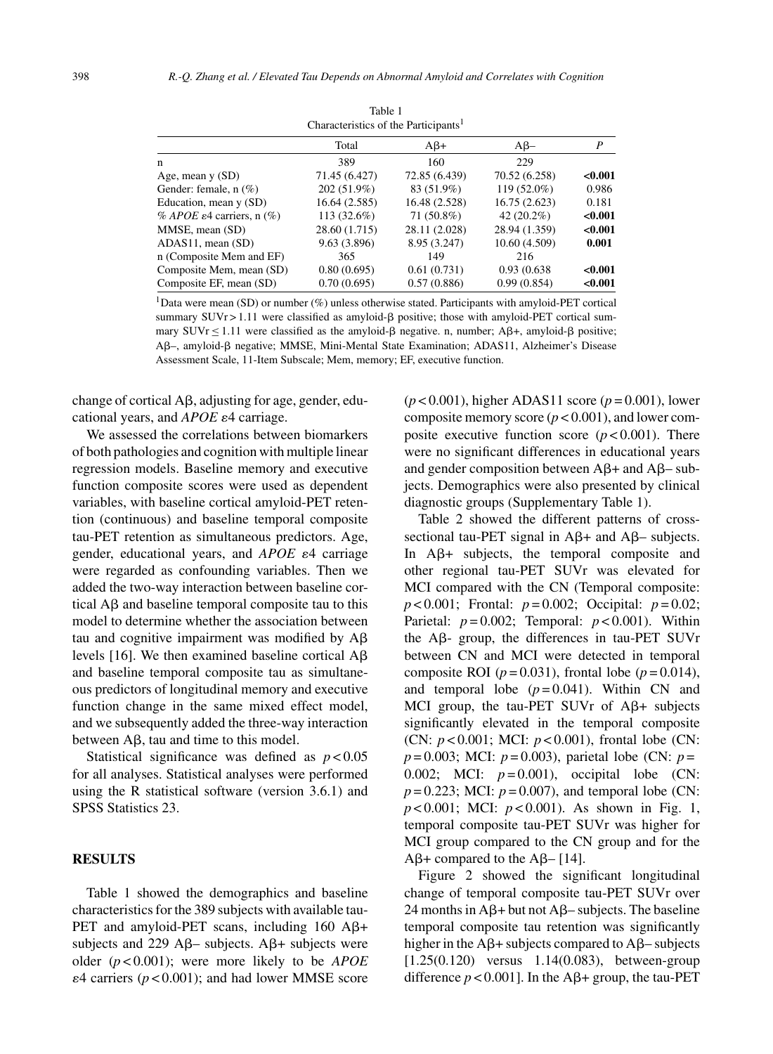Table 1
Characteristics of the Participants[1]

| | Total | Aβ+ | Aβ– | *P* |
|---|---|---|---|---|
| n | 389 | 160 | 229 | |
| Age, mean y (SD) | 71.45 (6.427) | 72.85 (6.439) | 70.52 (6.258) | **<0.001** |
| Gender: female, n (%) | 202 (51.9%) | 83 (51.9%) | 119 (52.0%) | 0.986 |
| Education, mean y (SD) | 16.64 (2.585) | 16.48 (2.528) | 16.75 (2.623) | 0.181 |
| % *APOE* ε4 carriers, n (%) | 113 (32.6%) | 71 (50.8%) | 42 (20.2%) | **<0.001** |
| MMSE, mean (SD) | 28.60 (1.715) | 28.11 (2.028) | 28.94 (1.359) | **<0.001** |
| ADAS11, mean (SD) | 9.63 (3.896) | 8.95 (3.247) | 10.60 (4.509) | **0.001** |
| n (Composite Mem and EF) | 365 | 149 | 216 | |
| Composite Mem, mean (SD) | 0.80 (0.695) | 0.61 (0.731) | 0.93 (0.638 | **<0.001** |
| Composite EF, mean (SD) | 0.70 (0.695) | 0.57 (0.886) | 0.99 (0.854) | **<0.001** |

[1]Data were mean (SD) or number (%) unless otherwise stated. Participants with amyloid-PET cortical summary SUVr > 1.11 were classified as amyloid-β positive; those with amyloid-PET cortical summary SUVr ≤ 1.11 were classified as the amyloid-β negative. n, number; Aβ+, amyloid-β positive; Aβ–, amyloid-β negative; MMSE, Mini-Mental State Examination; ADAS11, Alzheimer's Disease Assessment Scale, 11-Item Subscale; Mem, memory; EF, executive function.

change of cortical Aβ, adjusting for age, gender, educational years, and *APOE* ε4 carriage.

We assessed the correlations between biomarkers of both pathologies and cognition with multiple linear regression models. Baseline memory and executive function composite scores were used as dependent variables, with baseline cortical amyloid-PET retention (continuous) and baseline temporal composite tau-PET retention as simultaneous predictors. Age, gender, educational years, and *APOE* ε4 carriage were regarded as confounding variables. Then we added the two-way interaction between baseline cortical Aβ and baseline temporal composite tau to this model to determine whether the association between tau and cognitive impairment was modified by Aβ levels [16]. We then examined baseline cortical Aβ and baseline temporal composite tau as simultaneous predictors of longitudinal memory and executive function change in the same mixed effect model, and we subsequently added the three-way interaction between Aβ, tau and time to this model.

Statistical significance was defined as $p < 0.05$ for all analyses. Statistical analyses were performed using the R statistical software (version 3.6.1) and SPSS Statistics 23.

## RESULTS

Table 1 showed the demographics and baseline characteristics for the 389 subjects with available tau-PET and amyloid-PET scans, including 160 Aβ+ subjects and 229 Aβ– subjects. Aβ+ subjects were older ($p < 0.001$); were more likely to be *APOE* ε4 carriers ($p < 0.001$); and had lower MMSE score ($p < 0.001$), higher ADAS11 score ($p = 0.001$), lower composite memory score ($p < 0.001$), and lower composite executive function score ($p < 0.001$). There were no significant differences in educational years and gender composition between Aβ+ and Aβ– subjects. Demographics were also presented by clinical diagnostic groups (Supplementary Table 1).

Table 2 showed the different patterns of cross-sectional tau-PET signal in Aβ+ and Aβ– subjects. In Aβ+ subjects, the temporal composite and other regional tau-PET SUVr was elevated for MCI compared with the CN (Temporal composite: $p < 0.001$; Frontal: $p = 0.002$; Occipital: $p = 0.02$; Parietal: $p = 0.002$; Temporal: $p < 0.001$). Within the Aβ- group, the differences in tau-PET SUVr between CN and MCI were detected in temporal composite ROI ($p = 0.031$), frontal lobe ($p = 0.014$), and temporal lobe ($p = 0.041$). Within CN and MCI group, the tau-PET SUVr of Aβ+ subjects significantly elevated in the temporal composite (CN: $p < 0.001$; MCI: $p < 0.001$), frontal lobe (CN: $p = 0.003$; MCI: $p = 0.003$), parietal lobe (CN: $p =$ 0.002; MCI: $p = 0.001$), occipital lobe (CN: $p = 0.223$; MCI: $p = 0.007$), and temporal lobe (CN: $p < 0.001$; MCI: $p < 0.001$). As shown in Fig. 1, temporal composite tau-PET SUVr was higher for MCI group compared to the CN group and for the Aβ+ compared to the Aβ– [14].

Figure 2 showed the significant longitudinal change of temporal composite tau-PET SUVr over 24 months in Aβ+ but not Aβ– subjects. The baseline temporal composite tau retention was significantly higher in the Aβ+ subjects compared to Aβ– subjects [1.25(0.120) versus 1.14(0.083), between-group difference $p < 0.001$]. In the Aβ+ group, the tau-PET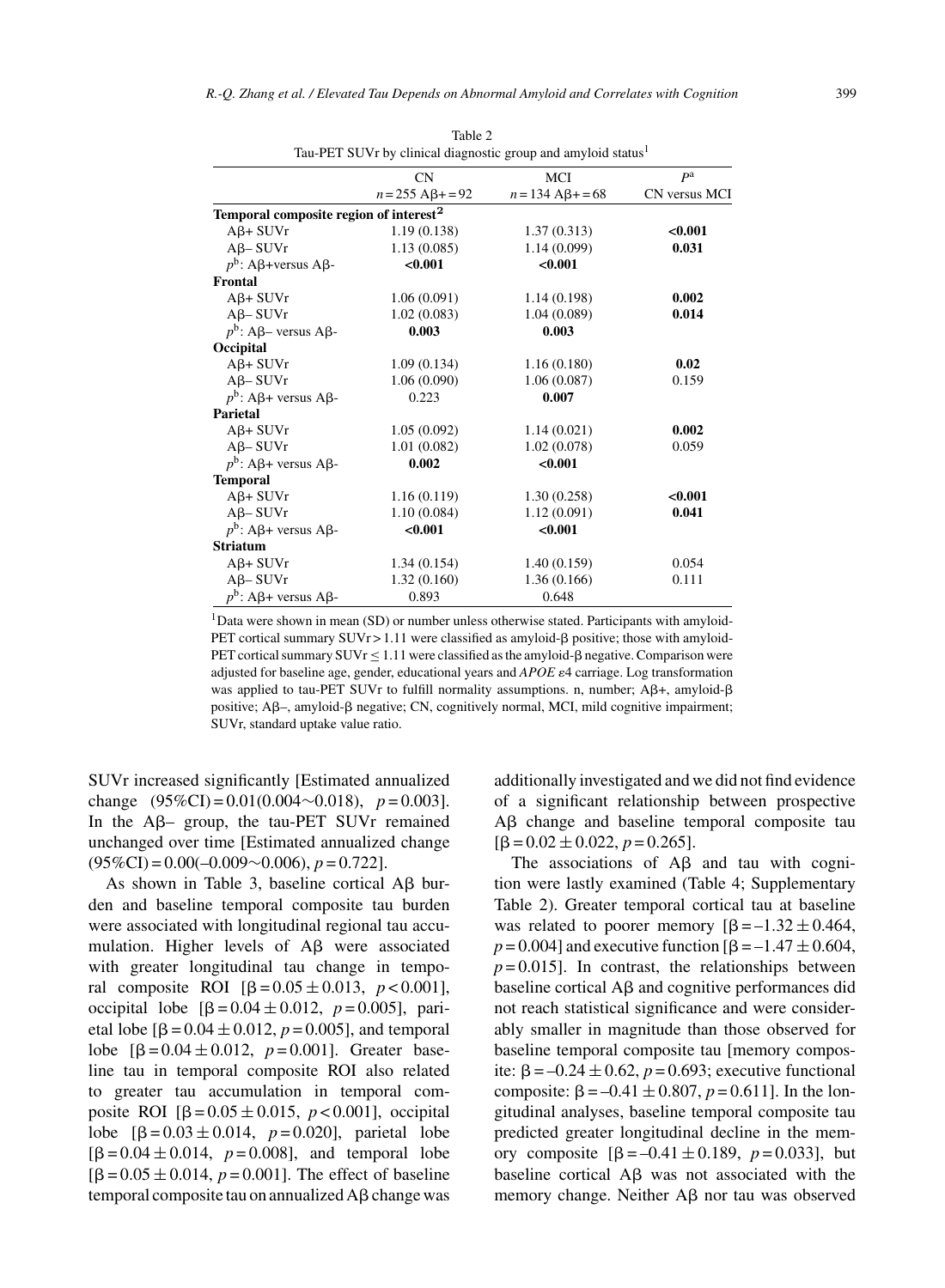Table 2
Tau-PET SUVr by clinical diagnostic group and amyloid status[1]

| | CN $n = 255$ Aβ+ = 92 | MCI $n = 134$ Aβ+ = 68 | $P^a$ CN versus MCI |
|---|---|---|---|
| **Temporal composite region of interest[2]** | | | |
| Aβ+ SUVr | 1.19 (0.138) | 1.37 (0.313) | **<0.001** |
| Aβ– SUVr | 1.13 (0.085) | 1.14 (0.099) | **0.031** |
| $p^b$: Aβ+versus Aβ- | **<0.001** | **<0.001** | |
| **Frontal** | | | |
| Aβ+ SUVr | 1.06 (0.091) | 1.14 (0.198) | **0.002** |
| Aβ– SUVr | 1.02 (0.083) | 1.04 (0.089) | **0.014** |
| $p^b$: Aβ– versus Aβ- | **0.003** | **0.003** | |
| **Occipital** | | | |
| Aβ+ SUVr | 1.09 (0.134) | 1.16 (0.180) | **0.02** |
| Aβ– SUVr | 1.06 (0.090) | 1.06 (0.087) | 0.159 |
| $p^b$: Aβ+ versus Aβ- | 0.223 | **0.007** | |
| **Parietal** | | | |
| Aβ+ SUVr | 1.05 (0.092) | 1.14 (0.021) | **0.002** |
| Aβ– SUVr | 1.01 (0.082) | 1.02 (0.078) | 0.059 |
| $p^b$: Aβ+ versus Aβ- | **0.002** | **<0.001** | |
| **Temporal** | | | |
| Aβ+ SUVr | 1.16 (0.119) | 1.30 (0.258) | **<0.001** |
| Aβ– SUVr | 1.10 (0.084) | 1.12 (0.091) | **0.041** |
| $p^b$: Aβ+ versus Aβ- | **<0.001** | **<0.001** | |
| **Striatum** | | | |
| Aβ+ SUVr | 1.34 (0.154) | 1.40 (0.159) | 0.054 |
| Aβ– SUVr | 1.32 (0.160) | 1.36 (0.166) | 0.111 |
| $p^b$: Aβ+ versus Aβ- | 0.893 | 0.648 | |

[1]Data were shown in mean (SD) or number unless otherwise stated. Participants with amyloid-PET cortical summary SUVr > 1.11 were classified as amyloid-β positive; those with amyloid-PET cortical summary SUVr ≤ 1.11 were classified as the amyloid-β negative. Comparison were adjusted for baseline age, gender, educational years and *APOE* ε4 carriage. Log transformation was applied to tau-PET SUVr to fulfill normality assumptions. n, number; Aβ+, amyloid-β positive; Aβ–, amyloid-β negative; CN, cognitively normal, MCI, mild cognitive impairment; SUVr, standard uptake value ratio.

SUVr increased significantly [Estimated annualized change (95%CI) = 0.01(0.004∼0.018), $p = 0.003$]. In the Aβ– group, the tau-PET SUVr remained unchanged over time [Estimated annualized change (95%CI) = 0.00(–0.009∼0.006), $p = 0.722$].

As shown in Table 3, baseline cortical Aβ burden and baseline temporal composite tau burden were associated with longitudinal regional tau accumulation. Higher levels of Aβ were associated with greater longitudinal tau change in temporal composite ROI [$\beta = 0.05 \pm 0.013$, $p < 0.001$], occipital lobe [$\beta = 0.04 \pm 0.012$, $p = 0.005$], parietal lobe [$\beta = 0.04 \pm 0.012$, $p = 0.005$], and temporal lobe [$\beta = 0.04 \pm 0.012$, $p = 0.001$]. Greater baseline tau in temporal composite ROI also related to greater tau accumulation in temporal composite ROI [$\beta = 0.05 \pm 0.015$, $p < 0.001$], occipital lobe [$\beta = 0.03 \pm 0.014$, $p = 0.020$], parietal lobe [$\beta = 0.04 \pm 0.014$, $p = 0.008$], and temporal lobe [$\beta = 0.05 \pm 0.014$, $p = 0.001$]. The effect of baseline temporal composite tau on annualized Aβ change was additionally investigated and we did not find evidence of a significant relationship between prospective Aβ change and baseline temporal composite tau [$\beta = 0.02 \pm 0.022$, $p = 0.265$].

The associations of Aβ and tau with cognition were lastly examined (Table 4; Supplementary Table 2). Greater temporal cortical tau at baseline was related to poorer memory [$\beta = -1.32 \pm 0.464$, $p = 0.004$] and executive function [$\beta = -1.47 \pm 0.604$, $p = 0.015$]. In contrast, the relationships between baseline cortical Aβ and cognitive performances did not reach statistical significance and were considerably smaller in magnitude than those observed for baseline temporal composite tau [memory composite: $\beta = -0.24 \pm 0.62$, $p = 0.693$; executive functional composite: $\beta = -0.41 \pm 0.807$, $p = 0.611$]. In the longitudinal analyses, baseline temporal composite tau predicted greater longitudinal decline in the memory composite [$\beta = -0.41 \pm 0.189$, $p = 0.033$], but baseline cortical Aβ was not associated with the memory change. Neither Aβ nor tau was observed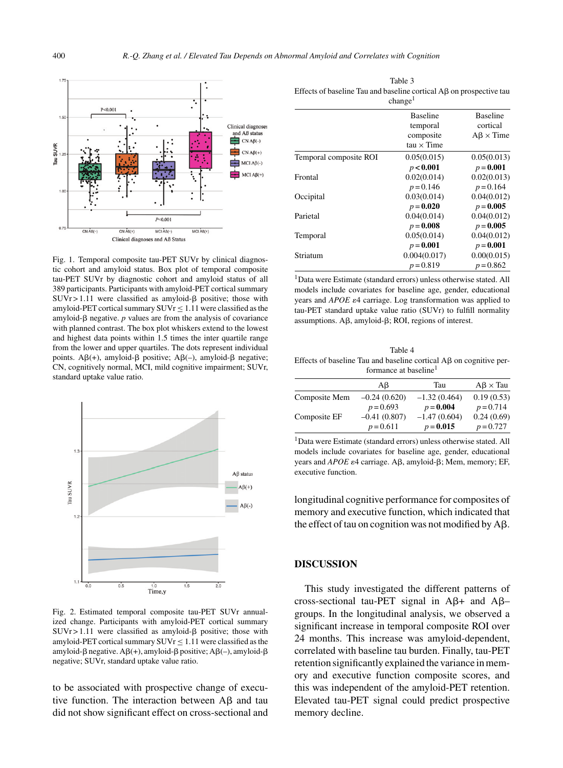Fig. 1. Temporal composite tau-PET SUVr by clinical diagnostic cohort and amyloid status. Box plot of temporal composite tau-PET SUVr by diagnostic cohort and amyloid status of all 389 participants. Participants with amyloid-PET cortical summary SUVr > 1.11 were classified as amyloid-β positive; those with amyloid-PET cortical summary SUVr ≤ 1.11 were classified as the amyloid-β negative. *p* values are from the analysis of covariance with planned contrast. The box plot whiskers extend to the lowest and highest data points within 1.5 times the inter quartile range from the lower and upper quartiles. The dots represent individual points. Aβ(+), amyloid-β positive; Aβ(–), amyloid-β negative; CN, cognitively normal, MCI, mild cognitive impairment; SUVr, standard uptake value ratio.

Fig. 2. Estimated temporal composite tau-PET SUVr annualized change. Participants with amyloid-PET cortical summary SUVr > 1.11 were classified as amyloid-β positive; those with amyloid-PET cortical summary SUVr ≤ 1.11 were classified as the amyloid-β negative. Aβ(+), amyloid-β positive; Aβ(–), amyloid-β negative; SUVr, standard uptake value ratio.

to be associated with prospective change of executive function. The interaction between Aβ and tau did not show significant effect on cross-sectional and longitudinal cognitive performance for composites of memory and executive function, which indicated that the effect of tau on cognition was not modified by Aβ.

Table 3
Effects of baseline Tau and baseline cortical Aβ on prospective tau change[1]

| | Baseline temporal composite tau × Time | Baseline cortical Aβ × Time |
|---|---|---|
| Temporal composite ROI | 0.05(0.015) $p$ < **0.001** | 0.05(0.013) $p$ = **0.001** |
| Frontal | 0.02(0.014) $p$ = 0.146 | 0.02(0.013) $p$ = 0.164 |
| Occipital | 0.03(0.014) $p$ = **0.020** | 0.04(0.012) $p$ = **0.005** |
| Parietal | 0.04(0.014) $p$ = **0.008** | 0.04(0.012) $p$ = **0.005** |
| Temporal | 0.05(0.014) $p$ = **0.001** | 0.04(0.012) $p$ = **0.001** |
| Striatum | 0.004(0.017) $p$ = 0.819 | 0.00(0.015) $p$ = 0.862 |

[1]Data were Estimate (standard errors) unless otherwise stated. All models include covariates for baseline age, gender, educational years and *APOE* ε4 carriage. Log transformation was applied to tau-PET standard uptake value ratio (SUVr) to fulfill normality assumptions. Aβ, amyloid-β; ROI, regions of interest.

Table 4
Effects of baseline Tau and baseline cortical Aβ on cognitive performance at baseline[1]

| | Aβ | Tau | Aβ × Tau |
|---|---|---|---|
| Composite Mem | –0.24 (0.620) $p$ = 0.693 | –1.32 (0.464) $p$ = **0.004** | 0.19 (0.53) $p$ = 0.714 |
| Composite EF | –0.41 (0.807) $p$ = 0.611 | –1.47 (0.604) $p$ = **0.015** | 0.24 (0.69) $p$ = 0.727 |

[1]Data were Estimate (standard errors) unless otherwise stated. All models include covariates for baseline age, gender, educational years and *APOE* ε4 carriage. Aβ, amyloid-β; Mem, memory; EF, executive function.

## DISCUSSION

This study investigated the different patterns of cross-sectional tau-PET signal in Aβ+ and Aβ– groups. In the longitudinal analysis, we observed a significant increase in temporal composite ROI over 24 months. This increase was amyloid-dependent, correlated with baseline tau burden. Finally, tau-PET retention significantly explained the variance in memory and executive function composite scores, and this was independent of the amyloid-PET retention. Elevated tau-PET signal could predict prospective memory decline.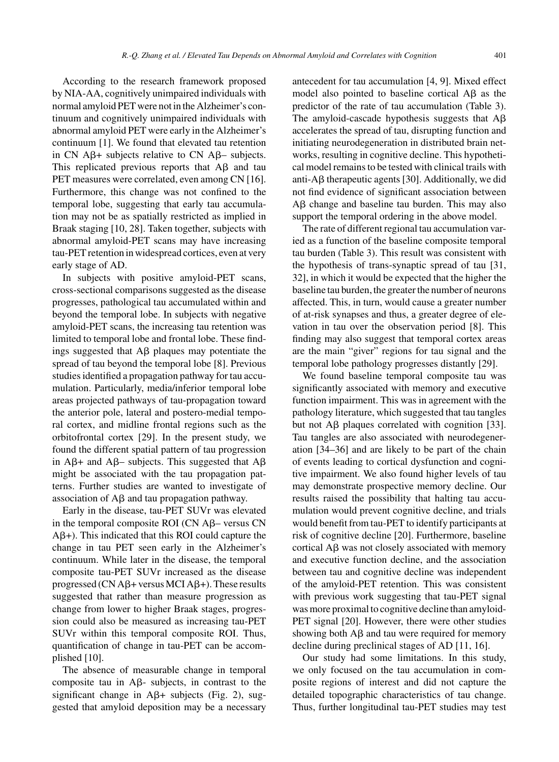According to the research framework proposed by NIA-AA, cognitively unimpaired individuals with normal amyloid PET were not in the Alzheimer's continuum and cognitively unimpaired individuals with abnormal amyloid PET were early in the Alzheimer's continuum [1]. We found that elevated tau retention in CN Aβ+ subjects relative to CN Aβ– subjects. This replicated previous reports that Aβ and tau PET measures were correlated, even among CN [16]. Furthermore, this change was not confined to the temporal lobe, suggesting that early tau accumulation may not be as spatially restricted as implied in Braak staging [10, 28]. Taken together, subjects with abnormal amyloid-PET scans may have increasing tau-PET retention in widespread cortices, even at very early stage of AD.

In subjects with positive amyloid-PET scans, cross-sectional comparisons suggested as the disease progresses, pathological tau accumulated within and beyond the temporal lobe. In subjects with negative amyloid-PET scans, the increasing tau retention was limited to temporal lobe and frontal lobe. These findings suggested that Aβ plaques may potentiate the spread of tau beyond the temporal lobe [8]. Previous studies identified a propagation pathway for tau accumulation. Particularly, media/inferior temporal lobe areas projected pathways of tau-propagation toward the anterior pole, lateral and postero-medial temporal cortex, and midline frontal regions such as the orbitofrontal cortex [29]. In the present study, we found the different spatial pattern of tau progression in Aβ+ and Aβ– subjects. This suggested that Aβ might be associated with the tau propagation patterns. Further studies are wanted to investigate of association of Aβ and tau propagation pathway.

Early in the disease, tau-PET SUVr was elevated in the temporal composite ROI (CN Aβ– versus CN Aβ+). This indicated that this ROI could capture the change in tau PET seen early in the Alzheimer's continuum. While later in the disease, the temporal composite tau-PET SUVr increased as the disease progressed (CN Aβ+ versus MCI Aβ+). These results suggested that rather than measure progression as change from lower to higher Braak stages, progression could also be measured as increasing tau-PET SUVr within this temporal composite ROI. Thus, quantification of change in tau-PET can be accomplished [10].

The absence of measurable change in temporal composite tau in Aβ- subjects, in contrast to the significant change in Aβ+ subjects (Fig. 2), suggested that amyloid deposition may be a necessary antecedent for tau accumulation [4, 9]. Mixed effect model also pointed to baseline cortical Aβ as the predictor of the rate of tau accumulation (Table 3). The amyloid-cascade hypothesis suggests that Aβ accelerates the spread of tau, disrupting function and initiating neurodegeneration in distributed brain networks, resulting in cognitive decline. This hypothetical model remains to be tested with clinical trails with anti-Aβ therapeutic agents [30]. Additionally, we did not find evidence of significant association between Aβ change and baseline tau burden. This may also support the temporal ordering in the above model.

The rate of different regional tau accumulation varied as a function of the baseline composite temporal tau burden (Table 3). This result was consistent with the hypothesis of trans-synaptic spread of tau [31, 32], in which it would be expected that the higher the baseline tau burden, the greater the number of neurons affected. This, in turn, would cause a greater number of at-risk synapses and thus, a greater degree of elevation in tau over the observation period [8]. This finding may also suggest that temporal cortex areas are the main "giver" regions for tau signal and the temporal lobe pathology progresses distantly [29].

We found baseline temporal composite tau was significantly associated with memory and executive function impairment. This was in agreement with the pathology literature, which suggested that tau tangles but not Aβ plaques correlated with cognition [33]. Tau tangles are also associated with neurodegeneration [34–36] and are likely to be part of the chain of events leading to cortical dysfunction and cognitive impairment. We also found higher levels of tau may demonstrate prospective memory decline. Our results raised the possibility that halting tau accumulation would prevent cognitive decline, and trials would benefit from tau-PET to identify participants at risk of cognitive decline [20]. Furthermore, baseline cortical Aβ was not closely associated with memory and executive function decline, and the association between tau and cognitive decline was independent of the amyloid-PET retention. This was consistent with previous work suggesting that tau-PET signal was more proximal to cognitive decline than amyloid-PET signal [20]. However, there were other studies showing both Aβ and tau were required for memory decline during preclinical stages of AD [11, 16].

Our study had some limitations. In this study, we only focused on the tau accumulation in composite regions of interest and did not capture the detailed topographic characteristics of tau change. Thus, further longitudinal tau-PET studies may test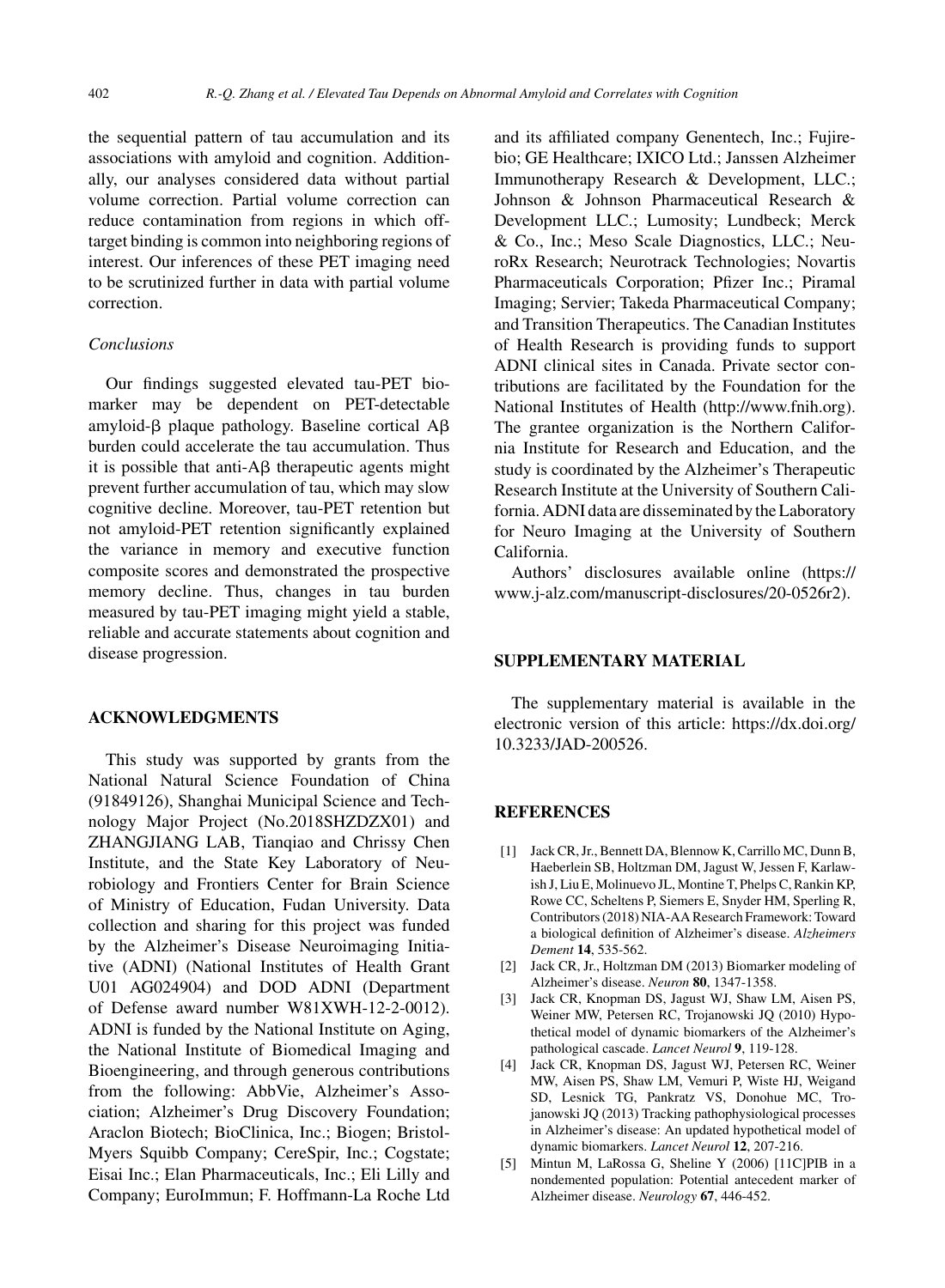the sequential pattern of tau accumulation and its associations with amyloid and cognition. Additionally, our analyses considered data without partial volume correction. Partial volume correction can reduce contamination from regions in which off-target binding is common into neighboring regions of interest. Our inferences of these PET imaging need to be scrutinized further in data with partial volume correction.

### *Conclusions*

Our findings suggested elevated tau-PET biomarker may be dependent on PET-detectable amyloid-β plaque pathology. Baseline cortical Aβ burden could accelerate the tau accumulation. Thus it is possible that anti-Aβ therapeutic agents might prevent further accumulation of tau, which may slow cognitive decline. Moreover, tau-PET retention but not amyloid-PET retention significantly explained the variance in memory and executive function composite scores and demonstrated the prospective memory decline. Thus, changes in tau burden measured by tau-PET imaging might yield a stable, reliable and accurate statements about cognition and disease progression.

## ACKNOWLEDGMENTS

This study was supported by grants from the National Natural Science Foundation of China (91849126), Shanghai Municipal Science and Technology Major Project (No.2018SHZDZX01) and ZHANGJIANG LAB, Tianqiao and Chrissy Chen Institute, and the State Key Laboratory of Neurobiology and Frontiers Center for Brain Science of Ministry of Education, Fudan University. Data collection and sharing for this project was funded by the Alzheimer's Disease Neuroimaging Initiative (ADNI) (National Institutes of Health Grant U01 AG024904) and DOD ADNI (Department of Defense award number W81XWH-12-2-0012). ADNI is funded by the National Institute on Aging, the National Institute of Biomedical Imaging and Bioengineering, and through generous contributions from the following: AbbVie, Alzheimer's Association; Alzheimer's Drug Discovery Foundation; Araclon Biotech; BioClinica, Inc.; Biogen; Bristol-Myers Squibb Company; CereSpir, Inc.; Cogstate; Eisai Inc.; Elan Pharmaceuticals, Inc.; Eli Lilly and Company; EuroImmun; F. Hoffmann-La Roche Ltd and its affiliated company Genentech, Inc.; Fujirebio; GE Healthcare; IXICO Ltd.; Janssen Alzheimer Immunotherapy Research & Development, LLC.; Johnson & Johnson Pharmaceutical Research & Development LLC.; Lumosity; Lundbeck; Merck & Co., Inc.; Meso Scale Diagnostics, LLC.; NeuroRx Research; Neurotrack Technologies; Novartis Pharmaceuticals Corporation; Pfizer Inc.; Piramal Imaging; Servier; Takeda Pharmaceutical Company; and Transition Therapeutics. The Canadian Institutes of Health Research is providing funds to support ADNI clinical sites in Canada. Private sector contributions are facilitated by the Foundation for the National Institutes of Health (http://www.fnih.org). The grantee organization is the Northern California Institute for Research and Education, and the study is coordinated by the Alzheimer's Therapeutic Research Institute at the University of Southern California. ADNI data are disseminated by the Laboratory for Neuro Imaging at the University of Southern California.

Authors' disclosures available online (https://www.j-alz.com/manuscript-disclosures/20-0526r2).

## SUPPLEMENTARY MATERIAL

The supplementary material is available in the electronic version of this article: https://dx.doi.org/10.3233/JAD-200526.

## REFERENCES

[1] Jack CR, Jr., Bennett DA, Blennow K, Carrillo MC, Dunn B, Haeberlein SB, Holtzman DM, Jagust W, Jessen F, Karlawish J, Liu E, Molinuevo JL, Montine T, Phelps C, Rankin KP, Rowe CC, Scheltens P, Siemers E, Snyder HM, Sperling R, Contributors (2018) NIA-AA Research Framework: Toward a biological definition of Alzheimer's disease. *Alzheimers Dement* **14**, 535-562.

[2] Jack CR, Jr., Holtzman DM (2013) Biomarker modeling of Alzheimer's disease. *Neuron* **80**, 1347-1358.

[3] Jack CR, Knopman DS, Jagust WJ, Shaw LM, Aisen PS, Weiner MW, Petersen RC, Trojanowski JQ (2010) Hypothetical model of dynamic biomarkers of the Alzheimer's pathological cascade. *Lancet Neurol* **9**, 119-128.

[4] Jack CR, Knopman DS, Jagust WJ, Petersen RC, Weiner MW, Aisen PS, Shaw LM, Vemuri P, Wiste HJ, Weigand SD, Lesnick TG, Pankratz VS, Donohue MC, Trojanowski JQ (2013) Tracking pathophysiological processes in Alzheimer's disease: An updated hypothetical model of dynamic biomarkers. *Lancet Neurol* **12**, 207-216.

[5] Mintun M, LaRossa G, Sheline Y (2006) [11C]PIB in a nondemented population: Potential antecedent marker of Alzheimer disease. *Neurology* **67**, 446-452.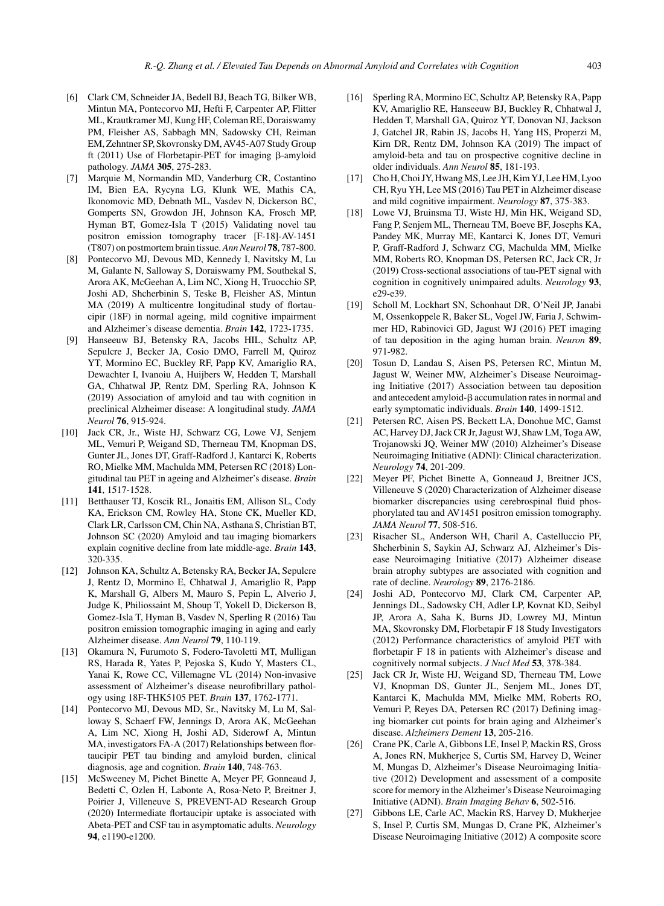[6] Clark CM, Schneider JA, Bedell BJ, Beach TG, Bilker WB, Mintun MA, Pontecorvo MJ, Hefti F, Carpenter AP, Flitter ML, Krautkramer MJ, Kung HF, Coleman RE, Doraiswamy PM, Fleisher AS, Sabbagh MN, Sadowsky CH, Reiman EM, Zehntner SP, Skovronsky DM, AV45-A07 Study Group ft (2011) Use of Florbetapir-PET for imaging β-amyloid pathology. *JAMA* **305**, 275-283.

[7] Marquie M, Normandin MD, Vanderburg CR, Costantino IM, Bien EA, Rycyna LG, Klunk WE, Mathis CA, Ikonomovic MD, Debnath ML, Vasdev N, Dickerson BC, Gomperts SN, Growdon JH, Johnson KA, Frosch MP, Hyman BT, Gomez-Isla T (2015) Validating novel tau positron emission tomography tracer [F-18]-AV-1451 (T807) on postmortem brain tissue. *Ann Neurol* **78**, 787-800.

[8] Pontecorvo MJ, Devous MD, Kennedy I, Navitsky M, Lu M, Galante N, Salloway S, Doraiswamy PM, Southekal S, Arora AK, McGeehan A, Lim NC, Xiong H, Truocchio SP, Joshi AD, Shcherbinin S, Teske B, Fleisher AS, Mintun MA (2019) A multicentre longitudinal study of flortaucipir (18F) in normal ageing, mild cognitive impairment and Alzheimer's disease dementia. *Brain* **142**, 1723-1735.

[9] Hanseeuw BJ, Betensky RA, Jacobs HIL, Schultz AP, Sepulcre J, Becker JA, Cosio DMO, Farrell M, Quiroz YT, Mormino EC, Buckley RF, Papp KV, Amariglio RA, Dewachter I, Ivanoiu A, Huijbers W, Hedden T, Marshall GA, Chhatwal JP, Rentz DM, Sperling RA, Johnson K (2019) Association of amyloid and tau with cognition in preclinical Alzheimer disease: A longitudinal study. *JAMA Neurol* **76**, 915-924.

[10] Jack CR, Jr., Wiste HJ, Schwarz CG, Lowe VJ, Senjem ML, Vemuri P, Weigand SD, Therneau TM, Knopman DS, Gunter JL, Jones DT, Graff-Radford J, Kantarci K, Roberts RO, Mielke MM, Machulda MM, Petersen RC (2018) Longitudinal tau PET in ageing and Alzheimer's disease. *Brain* **141**, 1517-1528.

[11] Betthauser TJ, Koscik RL, Jonaitis EM, Allison SL, Cody KA, Erickson CM, Rowley HA, Stone CK, Mueller KD, Clark LR, Carlsson CM, Chin NA, Asthana S, Christian BT, Johnson SC (2020) Amyloid and tau imaging biomarkers explain cognitive decline from late middle-age. *Brain* **143**, 320-335.

[12] Johnson KA, Schultz A, Betensky RA, Becker JA, Sepulcre J, Rentz D, Mormino E, Chhatwal J, Amariglio R, Papp K, Marshall G, Albers M, Mauro S, Pepin L, Alverio J, Judge K, Philiossaint M, Shoup T, Yokell D, Dickerson B, Gomez-Isla T, Hyman B, Vasdev N, Sperling R (2016) Tau positron emission tomographic imaging in aging and early Alzheimer disease. *Ann Neurol* **79**, 110-119.

[13] Okamura N, Furumoto S, Fodero-Tavoletti MT, Mulligan RS, Harada R, Yates P, Pejoska S, Kudo Y, Masters CL, Yanai K, Rowe CC, Villemagne VL (2014) Non-invasive assessment of Alzheimer's disease neurofibrillary pathology using 18F-THK5105 PET. *Brain* **137**, 1762-1771.

[14] Pontecorvo MJ, Devous MD, Sr., Navitsky M, Lu M, Salloway S, Schaerf FW, Jennings D, Arora AK, McGeehan A, Lim NC, Xiong H, Joshi AD, Siderowf A, Mintun MA, investigators FA-A (2017) Relationships between flortaucipir PET tau binding and amyloid burden, clinical diagnosis, age and cognition. *Brain* **140**, 748-763.

[15] McSweeney M, Pichet Binette A, Meyer PF, Gonneaud J, Bedetti C, Ozlen H, Labonte A, Rosa-Neto P, Breitner J, Poirier J, Villeneuve S, PREVENT-AD Research Group (2020) Intermediate flortaucipir uptake is associated with Abeta-PET and CSF tau in asymptomatic adults. *Neurology* **94**, e1190-e1200.

[16] Sperling RA, Mormino EC, Schultz AP, Betensky RA, Papp KV, Amariglio RE, Hanseeuw BJ, Buckley R, Chhatwal J, Hedden T, Marshall GA, Quiroz YT, Donovan NJ, Jackson J, Gatchel JR, Rabin JS, Jacobs H, Yang HS, Properzi M, Kirn DR, Rentz DM, Johnson KA (2019) The impact of amyloid-beta and tau on prospective cognitive decline in older individuals. *Ann Neurol* **85**, 181-193.

[17] Cho H, Choi JY, Hwang MS, Lee JH, Kim YJ, Lee HM, Lyoo CH, Ryu YH, Lee MS (2016) Tau PET in Alzheimer disease and mild cognitive impairment. *Neurology* **87**, 375-383.

[18] Lowe VJ, Bruinsma TJ, Wiste HJ, Min HK, Weigand SD, Fang P, Senjem ML, Therneau TM, Boeve BF, Josephs KA, Pandey MK, Murray ME, Kantarci K, Jones DT, Vemuri P, Graff-Radford J, Schwarz CG, Machulda MM, Mielke MM, Roberts RO, Knopman DS, Petersen RC, Jack CR, Jr (2019) Cross-sectional associations of tau-PET signal with cognition in cognitively unimpaired adults. *Neurology* **93**, e29-e39.

[19] Scholl M, Lockhart SN, Schonhaut DR, O'Neil JP, Janabi M, Ossenkoppele R, Baker SL, Vogel JW, Faria J, Schwimmer HD, Rabinovici GD, Jagust WJ (2016) PET imaging of tau deposition in the aging human brain. *Neuron* **89**, 971-982.

[20] Tosun D, Landau S, Aisen PS, Petersen RC, Mintun M, Jagust W, Weiner MW, Alzheimer's Disease Neuroimaging Initiative (2017) Association between tau deposition and antecedent amyloid-β accumulation rates in normal and early symptomatic individuals. *Brain* **140**, 1499-1512.

[21] Petersen RC, Aisen PS, Beckett LA, Donohue MC, Gamst AC, Harvey DJ, Jack CR Jr, Jagust WJ, Shaw LM, Toga AW, Trojanowski JQ, Weiner MW (2010) Alzheimer's Disease Neuroimaging Initiative (ADNI): Clinical characterization. *Neurology* **74**, 201-209.

[22] Meyer PF, Pichet Binette A, Gonneaud J, Breitner JCS, Villeneuve S (2020) Characterization of Alzheimer disease biomarker discrepancies using cerebrospinal fluid phosphorylated tau and AV1451 positron emission tomography. *JAMA Neurol* **77**, 508-516.

[23] Risacher SL, Anderson WH, Charil A, Castelluccio PF, Shcherbinin S, Saykin AJ, Schwarz AJ, Alzheimer's Disease Neuroimaging Initiative (2017) Alzheimer disease brain atrophy subtypes are associated with cognition and rate of decline. *Neurology* **89**, 2176-2186.

[24] Joshi AD, Pontecorvo MJ, Clark CM, Carpenter AP, Jennings DL, Sadowsky CH, Adler LP, Kovnat KD, Seibyl JP, Arora A, Saha K, Burns JD, Lowrey MJ, Mintun MA, Skovronsky DM, Florbetapir F 18 Study Investigators (2012) Performance characteristics of amyloid PET with florbetapir F 18 in patients with Alzheimer's disease and cognitively normal subjects. *J Nucl Med* **53**, 378-384.

[25] Jack CR Jr, Wiste HJ, Weigand SD, Therneau TM, Lowe VJ, Knopman DS, Gunter JL, Senjem ML, Jones DT, Kantarci K, Machulda MM, Mielke MM, Roberts RO, Vemuri P, Reyes DA, Petersen RC (2017) Defining imaging biomarker cut points for brain aging and Alzheimer's disease. *Alzheimers Dement* **13**, 205-216.

[26] Crane PK, Carle A, Gibbons LE, Insel P, Mackin RS, Gross A, Jones RN, Mukherjee S, Curtis SM, Harvey D, Weiner M, Mungas D, Alzheimer's Disease Neuroimaging Initiative (2012) Development and assessment of a composite score for memory in the Alzheimer's Disease Neuroimaging Initiative (ADNI). *Brain Imaging Behav* **6**, 502-516.

[27] Gibbons LE, Carle AC, Mackin RS, Harvey D, Mukherjee S, Insel P, Curtis SM, Mungas D, Crane PK, Alzheimer's Disease Neuroimaging Initiative (2012) A composite score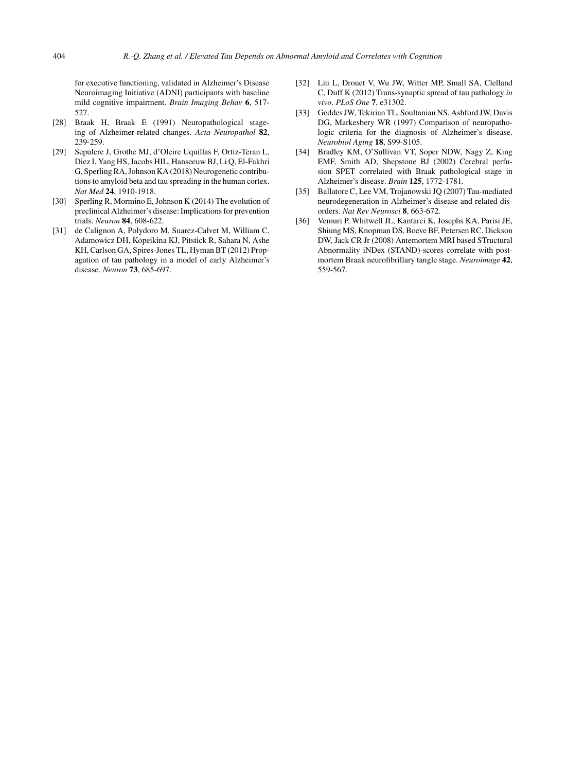for executive functioning, validated in Alzheimer's Disease Neuroimaging Initiative (ADNI) participants with baseline mild cognitive impairment. *Brain Imaging Behav* **6**, 517-527.

[28] Braak H, Braak E (1991) Neuropathological stageing of Alzheimer-related changes. *Acta Neuropathol* **82**, 239-259.

[29] Sepulcre J, Grothe MJ, d'Oleire Uquillas F, Ortiz-Teran L, Diez I, Yang HS, Jacobs HIL, Hanseeuw BJ, Li Q, El-Fakhri G, Sperling RA, Johnson KA (2018) Neurogenetic contributions to amyloid beta and tau spreading in the human cortex. *Nat Med* **24**, 1910-1918.

[30] Sperling R, Mormino E, Johnson K (2014) The evolution of preclinical Alzheimer's disease: Implications for prevention trials. *Neuron* **84**, 608-622.

[31] de Calignon A, Polydoro M, Suarez-Calvet M, William C, Adamowicz DH, Kopeikina KJ, Pitstick R, Sahara N, Ashe KH, Carlson GA, Spires-Jones TL, Hyman BT (2012) Propagation of tau pathology in a model of early Alzheimer's disease. *Neuron* **73**, 685-697.

[32] Liu L, Drouet V, Wu JW, Witter MP, Small SA, Clelland C, Duff K (2012) Trans-synaptic spread of tau pathology *in vivo*. *PLoS One* **7**, e31302.

[33] Geddes JW, Tekirian TL, Soultanian NS, Ashford JW, Davis DG, Markesbery WR (1997) Comparison of neuropathologic criteria for the diagnosis of Alzheimer's disease. *Neurobiol Aging* **18**, S99-S105.

[34] Bradley KM, O'Sullivan VT, Soper NDW, Nagy Z, King EMF, Smith AD, Shepstone BJ (2002) Cerebral perfusion SPET correlated with Braak pathological stage in Alzheimer's disease. *Brain* **125**, 1772-1781.

[35] Ballatore C, Lee VM, Trojanowski JQ (2007) Tau-mediated neurodegeneration in Alzheimer's disease and related disorders. *Nat Rev Neurosci* **8**, 663-672.

[36] Vemuri P, Whitwell JL, Kantarci K, Josephs KA, Parisi JE, Shiung MS, Knopman DS, Boeve BF, Petersen RC, Dickson DW, Jack CR Jr (2008) Antemortem MRI based STructural Abnormality iNDex (STAND)-scores correlate with postmortem Braak neurofibrillary tangle stage. *Neuroimage* **42**, 559-567.